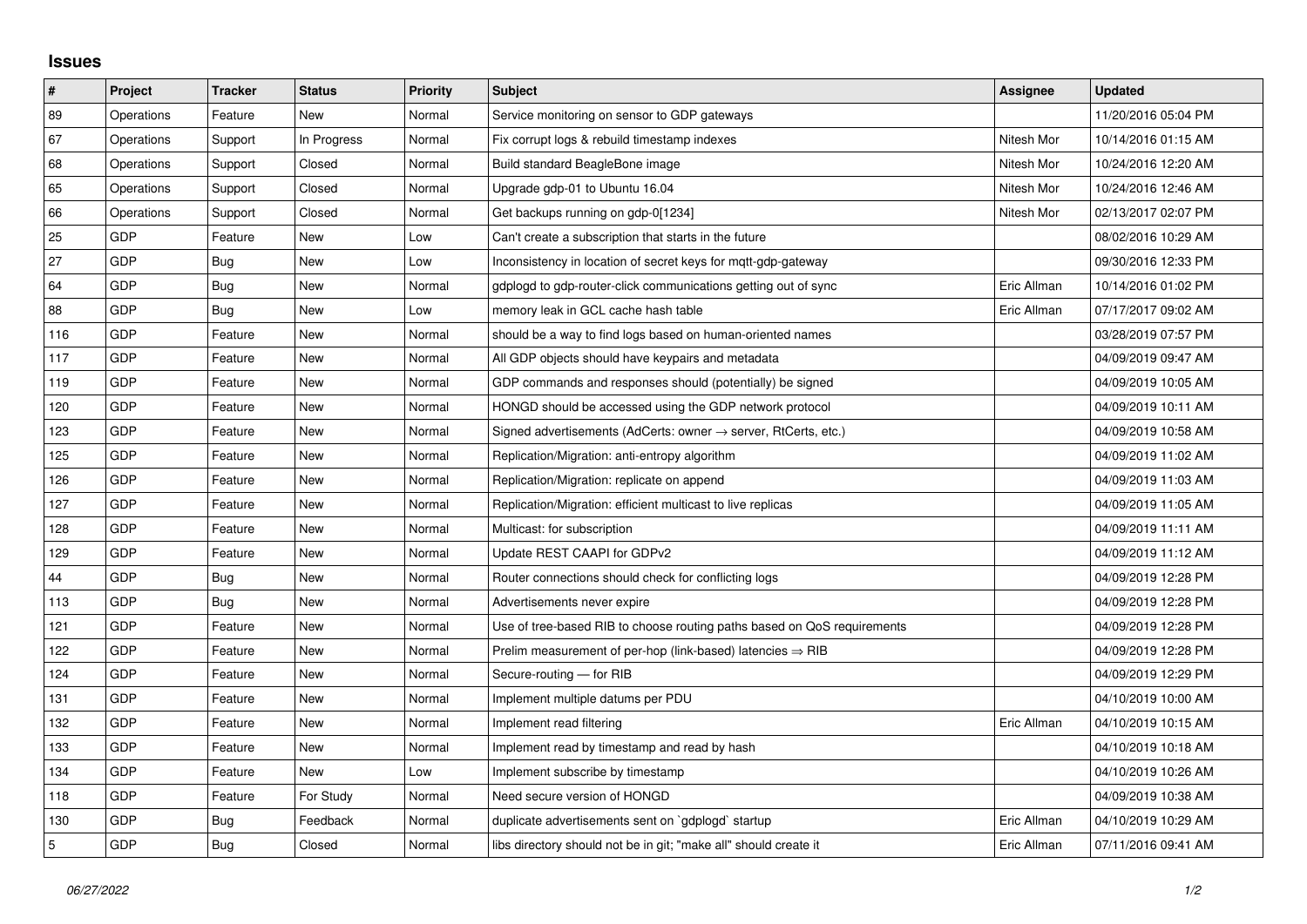## Issues

| # | Project | Tracker | Status | Priority | Subject | Assignee | Updated |
|---|---|---|---|---|---|---|---|
| 89 | Operations | Feature | New | Normal | Service monitoring on sensor to GDP gateways | | 11/20/2016 05:04 PM |
| 67 | Operations | Support | In Progress | Normal | Fix corrupt logs & rebuild timestamp indexes | Nitesh Mor | 10/14/2016 01:15 AM |
| 68 | Operations | Support | Closed | Normal | Build standard BeagleBone image | Nitesh Mor | 10/24/2016 12:20 AM |
| 65 | Operations | Support | Closed | Normal | Upgrade gdp-01 to Ubuntu 16.04 | Nitesh Mor | 10/24/2016 12:46 AM |
| 66 | Operations | Support | Closed | Normal | Get backups running on gdp-0[1234] | Nitesh Mor | 02/13/2017 02:07 PM |
| 25 | GDP | Feature | New | Low | Can't create a subscription that starts in the future | | 08/02/2016 10:29 AM |
| 27 | GDP | Bug | New | Low | Inconsistency in location of secret keys for mqtt-gdp-gateway | | 09/30/2016 12:33 PM |
| 64 | GDP | Bug | New | Normal | gdplogd to gdp-router-click communications getting out of sync | Eric Allman | 10/14/2016 01:02 PM |
| 88 | GDP | Bug | New | Low | memory leak in GCL cache hash table | Eric Allman | 07/17/2017 09:02 AM |
| 116 | GDP | Feature | New | Normal | should be a way to find logs based on human-oriented names | | 03/28/2019 07:57 PM |
| 117 | GDP | Feature | New | Normal | All GDP objects should have keypairs and metadata | | 04/09/2019 09:47 AM |
| 119 | GDP | Feature | New | Normal | GDP commands and responses should (potentially) be signed | | 04/09/2019 10:05 AM |
| 120 | GDP | Feature | New | Normal | HONGD should be accessed using the GDP network protocol | | 04/09/2019 10:11 AM |
| 123 | GDP | Feature | New | Normal | Signed advertisements (AdCerts: owner → server, RtCerts, etc.) | | 04/09/2019 10:58 AM |
| 125 | GDP | Feature | New | Normal | Replication/Migration: anti-entropy algorithm | | 04/09/2019 11:02 AM |
| 126 | GDP | Feature | New | Normal | Replication/Migration: replicate on append | | 04/09/2019 11:03 AM |
| 127 | GDP | Feature | New | Normal | Replication/Migration: efficient multicast to live replicas | | 04/09/2019 11:05 AM |
| 128 | GDP | Feature | New | Normal | Multicast: for subscription | | 04/09/2019 11:11 AM |
| 129 | GDP | Feature | New | Normal | Update REST CAAPI for GDPv2 | | 04/09/2019 11:12 AM |
| 44 | GDP | Bug | New | Normal | Router connections should check for conflicting logs | | 04/09/2019 12:28 PM |
| 113 | GDP | Bug | New | Normal | Advertisements never expire | | 04/09/2019 12:28 PM |
| 121 | GDP | Feature | New | Normal | Use of tree-based RIB to choose routing paths based on QoS requirements | | 04/09/2019 12:28 PM |
| 122 | GDP | Feature | New | Normal | Prelim measurement of per-hop (link-based) latencies ⇒ RIB | | 04/09/2019 12:28 PM |
| 124 | GDP | Feature | New | Normal | Secure-routing — for RIB | | 04/09/2019 12:29 PM |
| 131 | GDP | Feature | New | Normal | Implement multiple datums per PDU | | 04/10/2019 10:00 AM |
| 132 | GDP | Feature | New | Normal | Implement read filtering | Eric Allman | 04/10/2019 10:15 AM |
| 133 | GDP | Feature | New | Normal | Implement read by timestamp and read by hash | | 04/10/2019 10:18 AM |
| 134 | GDP | Feature | New | Low | Implement subscribe by timestamp | | 04/10/2019 10:26 AM |
| 118 | GDP | Feature | For Study | Normal | Need secure version of HONGD | | 04/09/2019 10:38 AM |
| 130 | GDP | Bug | Feedback | Normal | duplicate advertisements sent on `gdplogd` startup | Eric Allman | 04/10/2019 10:29 AM |
| 5 | GDP | Bug | Closed | Normal | libs directory should not be in git; "make all" should create it | Eric Allman | 07/11/2016 09:41 AM |

*06/27/2022*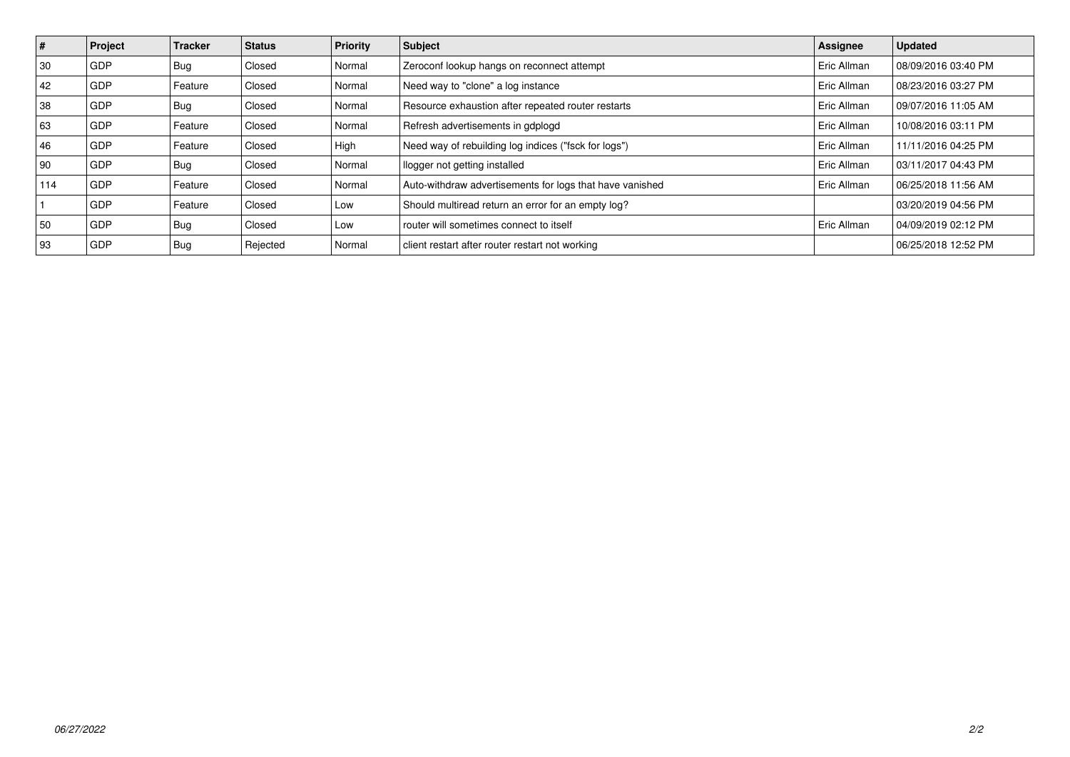| # | Project | Tracker | Status | Priority | Subject | Assignee | Updated |
|---|---|---|---|---|---|---|---|
| 30 | GDP | Bug | Closed | Normal | Zeroconf lookup hangs on reconnect attempt | Eric Allman | 08/09/2016 03:40 PM |
| 42 | GDP | Feature | Closed | Normal | Need way to "clone" a log instance | Eric Allman | 08/23/2016 03:27 PM |
| 38 | GDP | Bug | Closed | Normal | Resource exhaustion after repeated router restarts | Eric Allman | 09/07/2016 11:05 AM |
| 63 | GDP | Feature | Closed | Normal | Refresh advertisements in gdplogd | Eric Allman | 10/08/2016 03:11 PM |
| 46 | GDP | Feature | Closed | High | Need way of rebuilding log indices ("fsck for logs") | Eric Allman | 11/11/2016 04:25 PM |
| 90 | GDP | Bug | Closed | Normal | llogger not getting installed | Eric Allman | 03/11/2017 04:43 PM |
| 114 | GDP | Feature | Closed | Normal | Auto-withdraw advertisements for logs that have vanished | Eric Allman | 06/25/2018 11:56 AM |
| 1 | GDP | Feature | Closed | Low | Should multiread return an error for an empty log? | | 03/20/2019 04:56 PM |
| 50 | GDP | Bug | Closed | Low | router will sometimes connect to itself | Eric Allman | 04/09/2019 02:12 PM |
| 93 | GDP | Bug | Rejected | Normal | client restart after router restart not working | | 06/25/2018 12:52 PM |